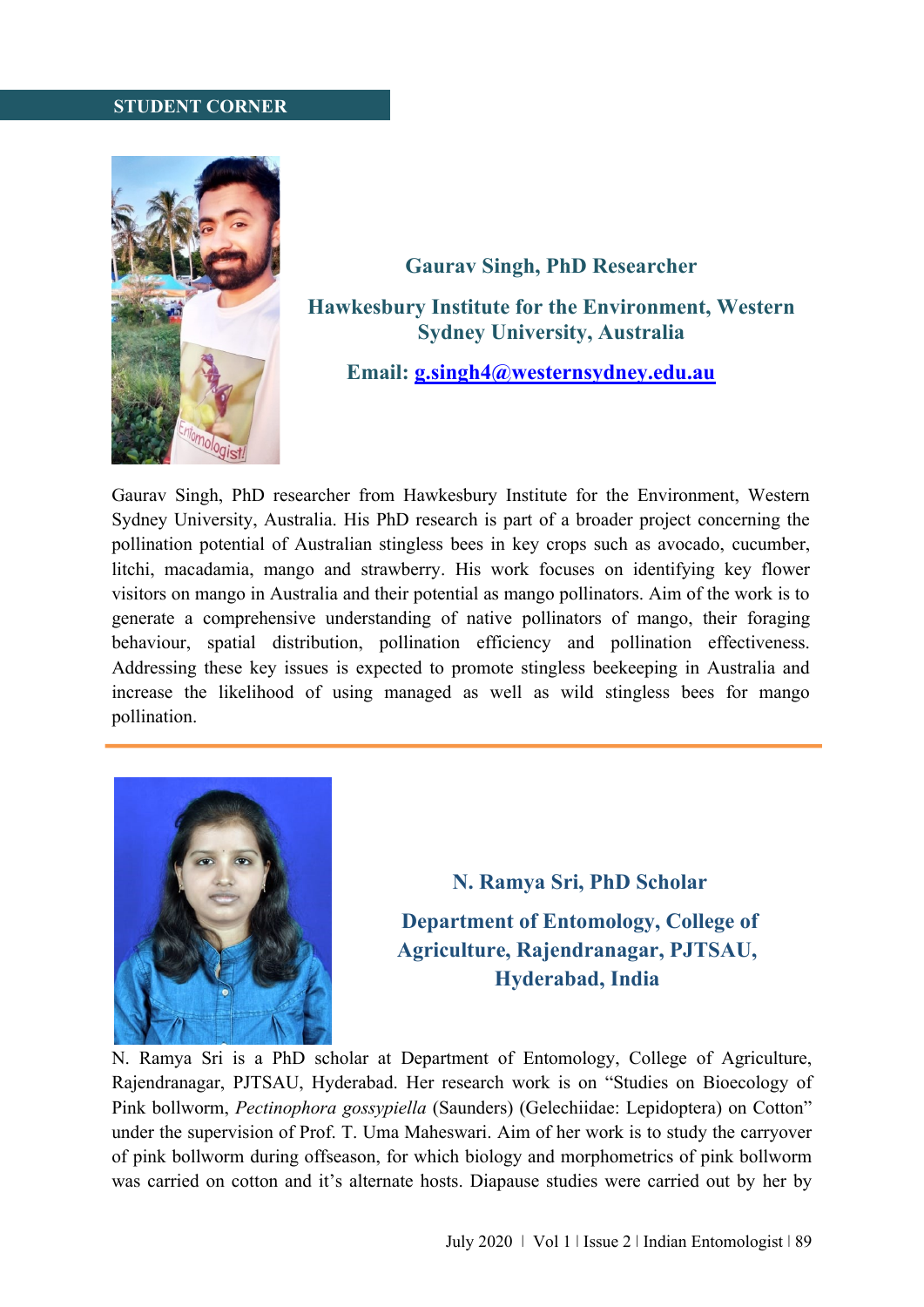## STUDENT CORNER

### Gaurav Singh, PhD Researcher

**Hawkesbury Institute for the Environment, Western Sydney University, Australia**

**Email: g.singh4@westernsydney.edu.au**

Gaurav Singh, PhD researcher from Hawkesbury Institute for the Environment, Western Sydney University, Australia. His PhD research is part of a broader project concerning the pollination potential of Australian stingless bees in key crops such as avocado, cucumber, litchi, macadamia, mango and strawberry. His work focuses on identifying key flower visitors on mango in Australia and their potential as mango pollinators. Aim of the work is to generate a comprehensive understanding of native pollinators of mango, their foraging behaviour, spatial distribution, pollination efficiency and pollination effectiveness. Addressing these key issues is expected to promote stingless beekeeping in Australia and increase the likelihood of using managed as well as wild stingless bees for mango pollination.

---

### N. Ramya Sri, PhD Scholar

**Department of Entomology, College of Agriculture, Rajendranagar, PJTSAU, Hyderabad, India**

N. Ramya Sri is a PhD scholar at Department of Entomology, College of Agriculture, Rajendranagar, PJTSAU, Hyderabad. Her research work is on "Studies on Bioecology of Pink bollworm, *Pectinophora gossypiella* (Saunders) (Gelechiidae: Lepidoptera) on Cotton" under the supervision of Prof. T. Uma Maheswari. Aim of her work is to study the carryover of pink bollworm during offseason, for which biology and morphometrics of pink bollworm was carried on cotton and it's alternate hosts. Diapause studies were carried out by her by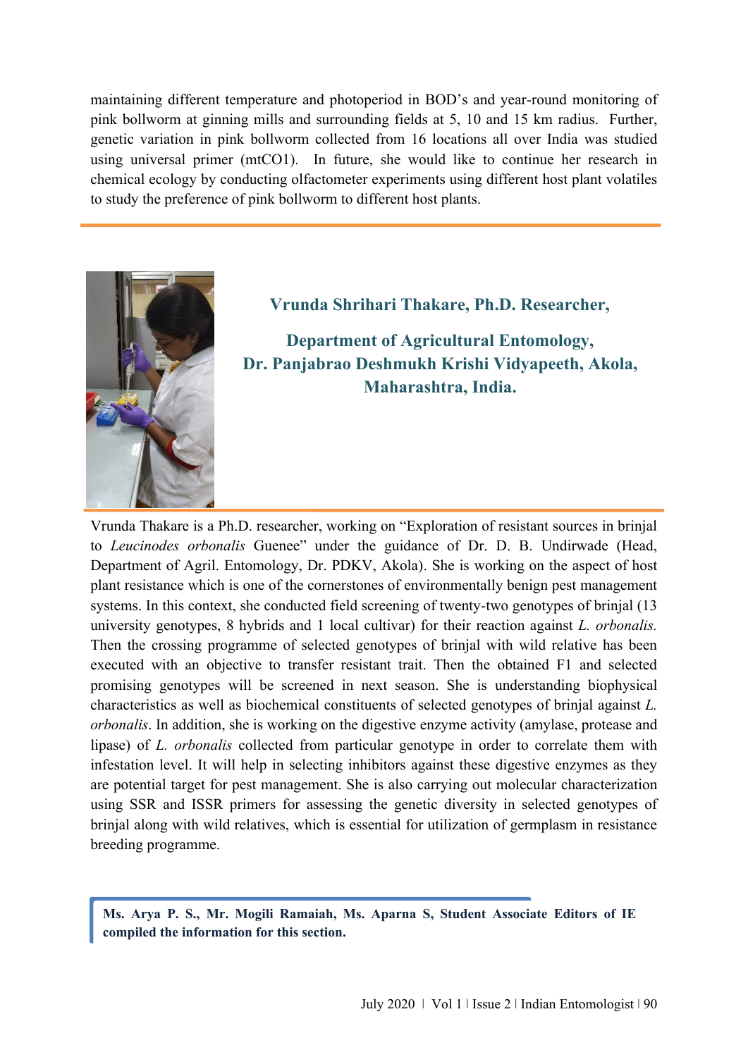maintaining different temperature and photoperiod in BOD's and year-round monitoring of pink bollworm at ginning mills and surrounding fields at 5, 10 and 15 km radius. Further, genetic variation in pink bollworm collected from 16 locations all over India was studied using universal primer (mtCO1). In future, she would like to continue her research in chemical ecology by conducting olfactometer experiments using different host plant volatiles to study the preference of pink bollworm to different host plants.

---

**Vrunda Shrihari Thakare, Ph.D. Researcher,**

**Department of Agricultural Entomology,**
**Dr. Panjabrao Deshmukh Krishi Vidyapeeth, Akola,**
**Maharashtra, India.**

---

Vrunda Thakare is a Ph.D. researcher, working on "Exploration of resistant sources in brinjal to *Leucinodes orbonalis* Guenee" under the guidance of Dr. D. B. Undirwade (Head, Department of Agril. Entomology, Dr. PDKV, Akola). She is working on the aspect of host plant resistance which is one of the cornerstones of environmentally benign pest management systems. In this context, she conducted field screening of twenty-two genotypes of brinjal (13 university genotypes, 8 hybrids and 1 local cultivar) for their reaction against *L. orbonalis.* Then the crossing programme of selected genotypes of brinjal with wild relative has been executed with an objective to transfer resistant trait. Then the obtained F1 and selected promising genotypes will be screened in next season. She is understanding biophysical characteristics as well as biochemical constituents of selected genotypes of brinjal against *L. orbonalis*. In addition, she is working on the digestive enzyme activity (amylase, protease and lipase) of *L. orbonalis* collected from particular genotype in order to correlate them with infestation level. It will help in selecting inhibitors against these digestive enzymes as they are potential target for pest management. She is also carrying out molecular characterization using SSR and ISSR primers for assessing the genetic diversity in selected genotypes of brinjal along with wild relatives, which is essential for utilization of germplasm in resistance breeding programme.

**Ms. Arya P. S., Mr. Mogili Ramaiah, Ms. Aparna S, Student Associate Editors of IE compiled the information for this section.**